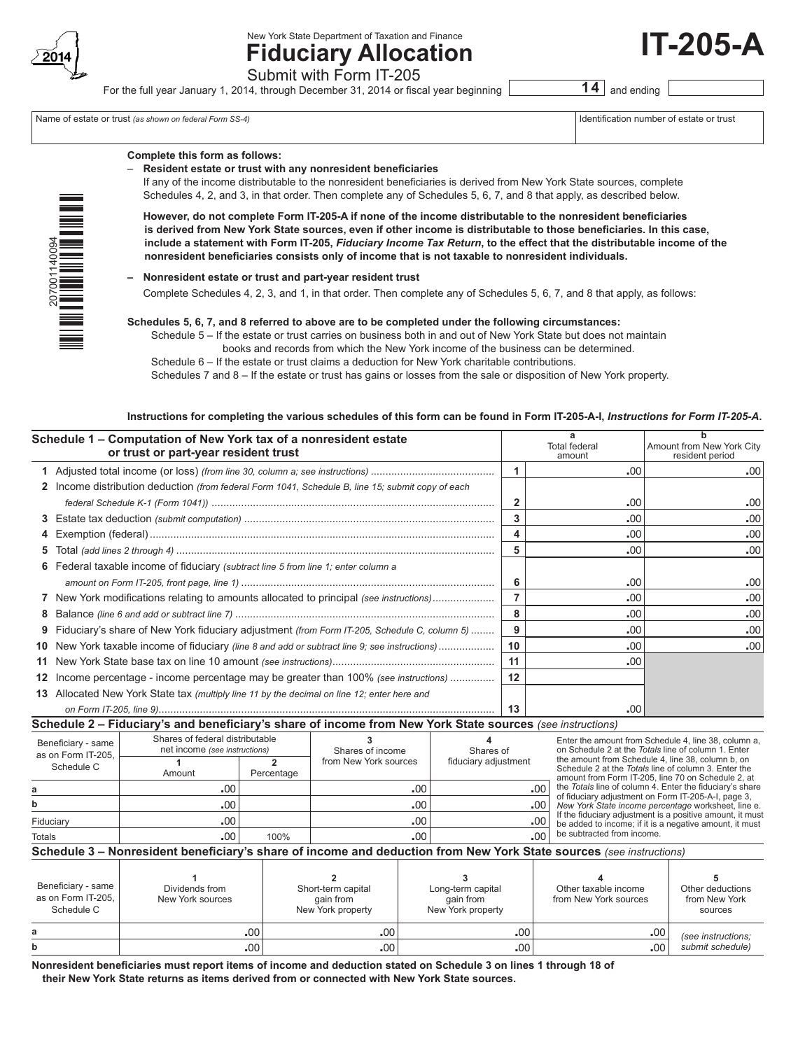2014

New York State Department of Taxation and Finance

# Fiduciary Allocation

# IT-205-A

Submit with Form IT-205

For the full year January 1, 2014, through December 31, 2014 or fiscal year beginning **14** and ending

| Name of estate or trust *(as shown on federal Form SS-4)* | Identification number of estate or trust |
|---|---|
| | |

**Complete this form as follows:**

– **Resident estate or trust with any nonresident beneficiaries**

If any of the income distributable to the nonresident beneficiaries is derived from New York State sources, complete Schedules 4, 2, and 3, in that order. Then complete any of Schedules 5, 6, 7, and 8 that apply, as described below.

**However, do not complete Form IT-205-A if none of the income distributable to the nonresident beneficiaries is derived from New York State sources, even if other income is distributable to those beneficiaries. In this case, include a statement with Form IT-205, *Fiduciary Income Tax Return*, to the effect that the distributable income of the nonresident beneficiaries consists only of income that is not taxable to nonresident individuals.**

– **Nonresident estate or trust and part-year resident trust**

Complete Schedules 4, 2, 3, and 1, in that order. Then complete any of Schedules 5, 6, 7, and 8 that apply, as follows:

**Schedules 5, 6, 7, and 8 referred to above are to be completed under the following circumstances:**

Schedule 5 – If the estate or trust carries on business both in and out of New York State but does not maintain books and records from which the New York income of the business can be determined.

Schedule 6 – If the estate or trust claims a deduction for New York charitable contributions.

Schedules 7 and 8 – If the estate or trust has gains or losses from the sale or disposition of New York property.

**Instructions for completing the various schedules of this form can be found in Form IT-205-A-I, *Instructions for Form IT-205-A*.**

## Schedule 1 – Computation of New York tax of a nonresident estate or trust or part-year resident trust

| | | **a** Total federal amount | **b** Amount from New York City resident period |
|---|---|---|---|
| **1** Adjusted total income (or loss) *(from line 30, column a; see instructions)* | 1 | .00 | .00 |
| **2** Income distribution deduction *(from federal Form 1041, Schedule B, line 15; submit copy of each federal Schedule K-1 (Form 1041))* | 2 | .00 | .00 |
| **3** Estate tax deduction *(submit computation)* | 3 | .00 | .00 |
| **4** Exemption (federal) | 4 | .00 | .00 |
| **5** Total *(add lines 2 through 4)* | 5 | .00 | .00 |
| **6** Federal taxable income of fiduciary *(subtract line 5 from line 1; enter column a amount on Form IT-205, front page, line 1)* | 6 | .00 | .00 |
| **7** New York modifications relating to amounts allocated to principal *(see instructions)* | 7 | .00 | .00 |
| **8** Balance *(line 6 and add or subtract line 7)* | 8 | .00 | .00 |
| **9** Fiduciary's share of New York fiduciary adjustment *(from Form IT-205, Schedule C, column 5)* | 9 | .00 | .00 |
| **10** New York taxable income of fiduciary *(line 8 and add or subtract line 9; see instructions)* | 10 | .00 | .00 |
| **11** New York State base tax on line 10 amount *(see instructions)* | 11 | .00 | |
| **12** Income percentage - income percentage may be greater than 100% *(see instructions)* | 12 | | |
| **13** Allocated New York State tax *(multiply line 11 by the decimal on line 12; enter here and on Form IT-205, line 9)* | 13 | .00 | |

## Schedule 2 – Fiduciary's and beneficiary's share of income from New York State sources *(see instructions)*

| Beneficiary - same as on Form IT-205, Schedule C | Shares of federal distributable net income *(see instructions)* **1** Amount | **2** Percentage | **3** Shares of income from New York sources | **4** Shares of fiduciary adjustment |
|---|---|---|---|---|
| a | .00 | | .00 | .00 |
| b | .00 | | .00 | .00 |
| Fiduciary | .00 | | .00 | .00 |
| Totals | .00 | 100% | .00 | .00 |

Enter the amount from Schedule 4, line 38, column a, on Schedule 2 at the *Totals* line of column 1. Enter the amount from Schedule 4, line 38, column b, on Schedule 2 at the *Totals* line of column 3. Enter the amount from Form IT-205, line 70 on Schedule 2, at the *Totals* line of column 4. Enter the fiduciary's share of fiduciary adjustment on Form IT-205-A-I, page 3, *New York State income percentage* worksheet, line e. If the fiduciary adjustment is a positive amount, it must be added to income; if it is a negative amount, it must be subtracted from income.

## Schedule 3 – Nonresident beneficiary's share of income and deduction from New York State sources *(see instructions)*

| Beneficiary - same as on Form IT-205, Schedule C | **1** Dividends from New York sources | **2** Short-term capital gain from New York property | **3** Long-term capital gain from New York property | **4** Other taxable income from New York sources | **5** Other deductions from New York sources |
|---|---|---|---|---|---|
| a | .00 | .00 | .00 | .00 | *(see instructions; submit schedule)* |
| b | .00 | .00 | .00 | .00 | |

**Nonresident beneficiaries must report items of income and deduction stated on Schedule 3 on lines 1 through 18 of their New York State returns as items derived from or connected with New York State sources.**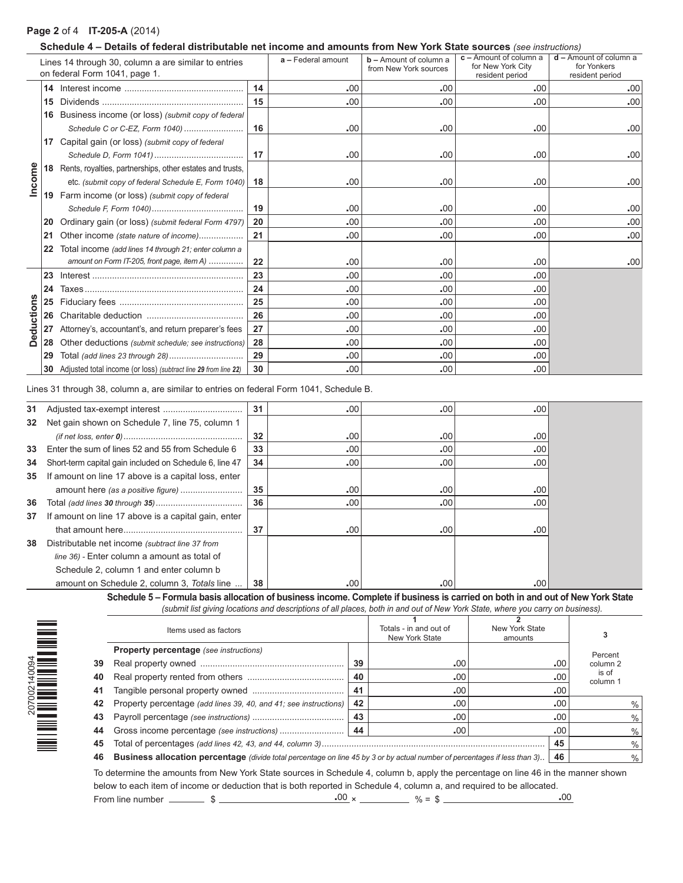**IT-205-A** (2014)

## Schedule 4 – Details of federal distributable net income and amounts from New York State sources *(see instructions)*

| | Lines 14 through 30, column a are similar to entries on federal Form 1041, page 1. | | a – Federal amount | b – Amount of column a from New York sources | c – Amount of column a for New York City resident period | d – Amount of column a for Yonkers resident period |
|---|---|---|---|---|---|---|
| Income | **14** Interest income | 14 | .00 | .00 | .00 | .00 |
| | **15** Dividends | 15 | .00 | .00 | .00 | .00 |
| | **16** Business income (or loss) *(submit copy of federal Schedule C or C-EZ, Form 1040)* | 16 | .00 | .00 | .00 | .00 |
| | **17** Capital gain (or loss) *(submit copy of federal Schedule D, Form 1041)* | 17 | .00 | .00 | .00 | .00 |
| | **18** Rents, royalties, partnerships, other estates and trusts, etc. *(submit copy of federal Schedule E, Form 1040)* | 18 | .00 | .00 | .00 | .00 |
| | **19** Farm income (or loss) *(submit copy of federal Schedule F, Form 1040)* | 19 | .00 | .00 | .00 | .00 |
| | **20** Ordinary gain (or loss) *(submit federal Form 4797)* | 20 | .00 | .00 | .00 | .00 |
| | **21** Other income *(state nature of income)* | 21 | .00 | .00 | .00 | .00 |
| | **22** Total income *(add lines 14 through 21; enter column a amount on Form IT-205, front page, item A)* | 22 | .00 | .00 | .00 | .00 |
| Deductions | **23** Interest | 23 | .00 | .00 | .00 | |
| | **24** Taxes | 24 | .00 | .00 | .00 | |
| | **25** Fiduciary fees | 25 | .00 | .00 | .00 | |
| | **26** Charitable deduction | 26 | .00 | .00 | .00 | |
| | **27** Attorney's, accountant's, and return preparer's fees | 27 | .00 | .00 | .00 | |
| | **28** Other deductions *(submit schedule; see instructions)* | 28 | .00 | .00 | .00 | |
| | **29** Total *(add lines 23 through 28)* | 29 | .00 | .00 | .00 | |
| | **30** Adjusted total income (or loss) *(subtract line 29 from line 22)* | 30 | .00 | .00 | .00 | |

Lines 31 through 38, column a, are similar to entries on federal Form 1041, Schedule B.

| | | | a | b | c |
|---|---|---|---|---|---|
| **31** | Adjusted tax-exempt interest | 31 | .00 | .00 | .00 |
| **32** | Net gain shown on Schedule 7, line 75, column 1 *(if net loss, enter 0)* | 32 | .00 | .00 | .00 |
| **33** | Enter the sum of lines 52 and 55 from Schedule 6 | 33 | .00 | .00 | .00 |
| **34** | Short-term capital gain included on Schedule 6, line 47 | 34 | .00 | .00 | .00 |
| **35** | If amount on line 17 above is a capital loss, enter amount here *(as a positive figure)* | 35 | .00 | .00 | .00 |
| **36** | Total *(add lines 30 through 35)* | 36 | .00 | .00 | .00 |
| **37** | If amount on line 17 above is a capital gain, enter that amount here | 37 | .00 | .00 | .00 |
| **38** | Distributable net income *(subtract line 37 from line 36)* - Enter column a amount as total of Schedule 2, column 1 and enter column b amount on Schedule 2, column 3, *Totals* line | 38 | .00 | .00 | .00 |

## Schedule 5 – Formula basis allocation of business income. Complete if business is carried on both in and out of New York State

*(submit list giving locations and descriptions of all places, both in and out of New York State, where you carry on business).*

| | Items used as factors | | 1 Totals - in and out of New York State | 2 New York State amounts | 3 Percent column 2 is of column 1 |
|---|---|---|---|---|---|
| | **Property percentage** *(see instructions)* | | | | |
| **39** | Real property owned | 39 | .00 | .00 | |
| **40** | Real property rented from others | 40 | .00 | .00 | |
| **41** | Tangible personal property owned | 41 | .00 | .00 | |
| **42** | Property percentage *(add lines 39, 40, and 41; see instructions)* | 42 | .00 | .00 | % |
| **43** | Payroll percentage *(see instructions)* | 43 | .00 | .00 | % |
| **44** | Gross income percentage *(see instructions)* | 44 | .00 | .00 | % |
| **45** | Total of percentages *(add lines 42, 43, and 44, column 3)* | | | 45 | % |
| **46** | **Business allocation percentage** *(divide total percentage on line 45 by 3 or by actual number of percentages if less than 3)* | | | 46 | % |

To determine the amounts from New York State sources in Schedule 4, column b, apply the percentage on line 46 in the manner shown below to each item of income or deduction that is both reported in Schedule 4, column a, and required to be allocated.

From line number ______ $ ____________.00 × ________ % = $ ____________.00

207002140094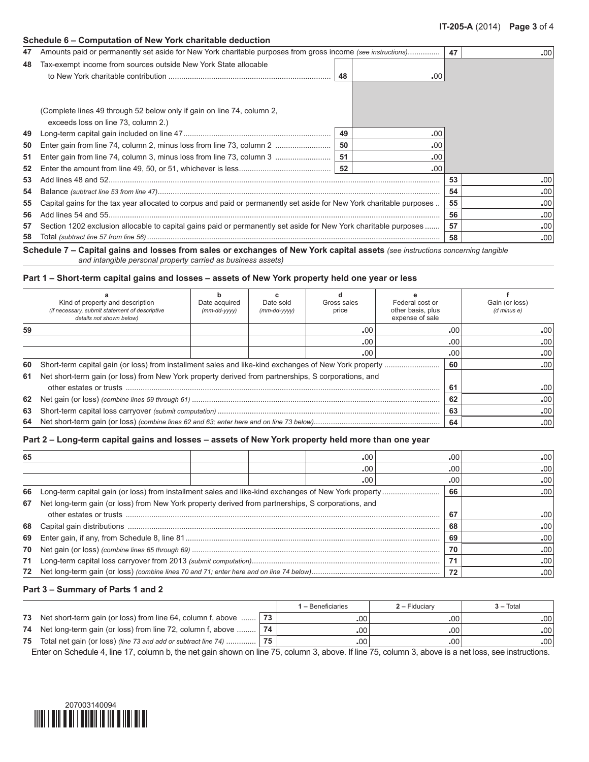## Schedule 6 – Computation of New York charitable deduction

| | | | | | |
|---|---|---|---|---|---|
| 47 | Amounts paid or permanently set aside for New York charitable purposes from gross income *(see instructions)* | | | 47 | .00 |
| 48 | Tax-exempt income from sources outside New York State allocable to New York charitable contribution | 48 | .00 | | |
| | (Complete lines 49 through 52 below only if gain on line 74, column 2, exceeds loss on line 73, column 2.) | | | | |
| 49 | Long-term capital gain included on line 47 | 49 | .00 | | |
| 50 | Enter gain from line 74, column 2, minus loss from line 73, column 2 | 50 | .00 | | |
| 51 | Enter gain from line 74, column 3, minus loss from line 73, column 3 | 51 | .00 | | |
| 52 | Enter the amount from line 49, 50, or 51, whichever is less | 52 | .00 | | |
| 53 | Add lines 48 and 52 | | | 53 | .00 |
| 54 | Balance *(subtract line 53 from line 47)* | | | 54 | .00 |
| 55 | Capital gains for the tax year allocated to corpus and paid or permanently set aside for New York charitable purposes | | | 55 | .00 |
| 56 | Add lines 54 and 55 | | | 56 | .00 |
| 57 | Section 1202 exclusion allocable to capital gains paid or permanently set aside for New York charitable purposes | | | 57 | .00 |
| 58 | Total *(subtract line 57 from line 56)* | | | 58 | .00 |

## Schedule 7 – Capital gains and losses from sales or exchanges of New York capital assets *(see instructions concerning tangible and intangible personal property carried as business assets)*

### Part 1 – Short-term capital gains and losses – assets of New York property held one year or less

| | a<br>Kind of property and description<br>*(if necessary, submit statement of descriptive details not shown below)* | b<br>Date acquired<br>*(mm-dd-yyyy)* | c<br>Date sold<br>*(mm-dd-yyyy)* | d<br>Gross sales price | e<br>Federal cost or other basis, plus expense of sale | f<br>Gain (or loss)<br>*(d minus e)* |
|---|---|---|---|---|---|---|
| 59 | | | | .00 | .00 | .00 |
| | | | | .00 | .00 | .00 |
| | | | | .00 | .00 | .00 |

| | | | |
|---|---|---|---|
| 60 | Short-term capital gain (or loss) from installment sales and like-kind exchanges of New York property | 60 | .00 |
| 61 | Net short-term gain (or loss) from New York property derived from partnerships, S corporations, and other estates or trusts | 61 | .00 |
| 62 | Net gain (or loss) *(combine lines 59 through 61)* | 62 | .00 |
| 63 | Short-term capital loss carryover *(submit computation)* | 63 | .00 |
| 64 | Net short-term gain (or loss) *(combine lines 62 and 63; enter here and on line 73 below)* | 64 | .00 |

### Part 2 – Long-term capital gains and losses – assets of New York property held more than one year

| | a | b | c | d | e | f |
|---|---|---|---|---|---|---|
| 65 | | | | .00 | .00 | .00 |
| | | | | .00 | .00 | .00 |
| | | | | .00 | .00 | .00 |

| | | | |
|---|---|---|---|
| 66 | Long-term capital gain (or loss) from installment sales and like-kind exchanges of New York property | 66 | .00 |
| 67 | Net long-term gain (or loss) from New York property derived from partnerships, S corporations, and other estates or trusts | 67 | .00 |
| 68 | Capital gain distributions | 68 | .00 |
| 69 | Enter gain, if any, from Schedule 8, line 81 | 69 | .00 |
| 70 | Net gain (or loss) *(combine lines 65 through 69)* | 70 | .00 |
| 71 | Long-term capital loss carryover from 2013 *(submit computation)* | 71 | .00 |
| 72 | Net long-term gain (or loss) *(combine lines 70 and 71; enter here and on line 74 below)* | 72 | .00 |

### Part 3 – Summary of Parts 1 and 2

| | | | 1 – Beneficiaries | 2 – Fiduciary | 3 – Total |
|---|---|---|---|---|---|
| 73 | Net short-term gain (or loss) from line 64, column f, above | 73 | .00 | .00 | .00 |
| 74 | Net long-term gain (or loss) from line 72, column f, above | 74 | .00 | .00 | .00 |
| 75 | Total net gain (or loss) *(line 73 and add or subtract line 74)* | 75 | .00 | .00 | .00 |

Enter on Schedule 4, line 17, column b, the net gain shown on line 75, column 3, above. If line 75, column 3, above is a net loss, see instructions.

207003140094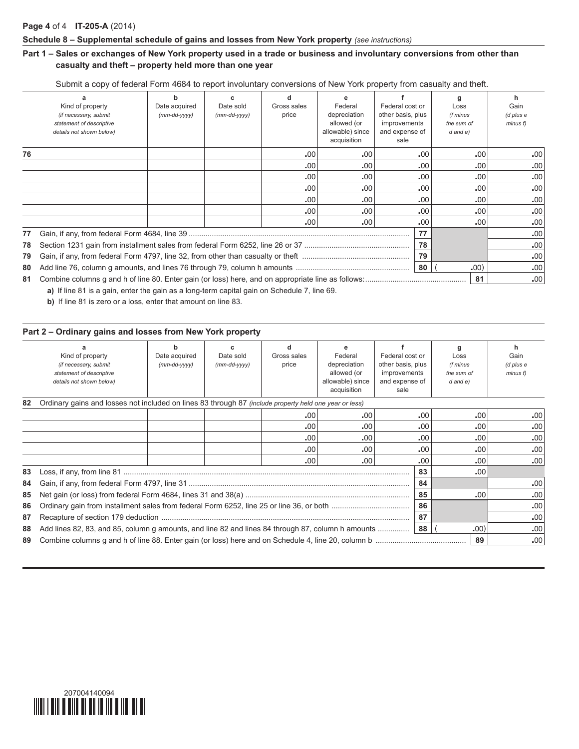## Schedule 8 – Supplemental schedule of gains and losses from New York property *(see instructions)*

### Part 1 – Sales or exchanges of New York property used in a trade or business and involuntary conversions from other than casualty and theft – property held more than one year

Submit a copy of federal Form 4684 to report involuntary conversions of New York property from casualty and theft.

| | a<br>Kind of property<br>*(if necessary, submit statement of descriptive details not shown below)* | b<br>Date acquired<br>*(mm-dd-yyyy)* | c<br>Date sold<br>*(mm-dd-yyyy)* | d<br>Gross sales price | e<br>Federal depreciation allowed (or allowable) since acquisition | f<br>Federal cost or other basis, plus improvements and expense of sale | g<br>Loss<br>*(f minus the sum of d and e)* | h<br>Gain<br>*(d plus e minus f)* |
|---|---|---|---|---|---|---|---|---|
| 76 | | | | .00 | .00 | .00 | .00 | .00 |
| | | | | .00 | .00 | .00 | .00 | .00 |
| | | | | .00 | .00 | .00 | .00 | .00 |
| | | | | .00 | .00 | .00 | .00 | .00 |
| | | | | .00 | .00 | .00 | .00 | .00 |
| | | | | .00 | .00 | .00 | .00 | .00 |
| | | | | .00 | .00 | .00 | .00 | .00 |

| Line | Description | | Loss | Gain |
|---|---|---|---|---|
| 77 | Gain, if any, from federal Form 4684, line 39 | 77 | | .00 |
| 78 | Section 1231 gain from installment sales from federal Form 6252, line 26 or 37 | 78 | | .00 |
| 79 | Gain, if any, from federal Form 4797, line 32, from other than casualty or theft | 79 | | .00 |
| 80 | Add line 76, column g amounts, and lines 76 through 79, column h amounts | 80 | ( .00) | .00 |
| 81 | Combine columns g and h of line 80. Enter gain (or loss) here, and on appropriate line as follows: | | 81 | .00 |

**a)** If line 81 is a gain, enter the gain as a long-term capital gain on Schedule 7, line 69.

**b)** If line 81 is zero or a loss, enter that amount on line 83.

### Part 2 – Ordinary gains and losses from New York property

| | a<br>Kind of property<br>*(if necessary, submit statement of descriptive details not shown below)* | b<br>Date acquired<br>*(mm-dd-yyyy)* | c<br>Date sold<br>*(mm-dd-yyyy)* | d<br>Gross sales price | e<br>Federal depreciation allowed (or allowable) since acquisition | f<br>Federal cost or other basis, plus improvements and expense of sale | g<br>Loss<br>*(f minus the sum of d and e)* | h<br>Gain<br>*(d plus e minus f)* |
|---|---|---|---|---|---|---|---|---|
| 82 | Ordinary gains and losses not included on lines 83 through 87 *(include property held one year or less)* | | | | | | | |
| | | | | .00 | .00 | .00 | .00 | .00 |
| | | | | .00 | .00 | .00 | .00 | .00 |
| | | | | .00 | .00 | .00 | .00 | .00 |
| | | | | .00 | .00 | .00 | .00 | .00 |
| | | | | .00 | .00 | .00 | .00 | .00 |

| Line | Description | | Loss | Gain |
|---|---|---|---|---|
| 83 | Loss, if any, from line 81 | 83 | .00 | |
| 84 | Gain, if any, from federal Form 4797, line 31 | 84 | | .00 |
| 85 | Net gain (or loss) from federal Form 4684, lines 31 and 38(a) | 85 | .00 | .00 |
| 86 | Ordinary gain from installment sales from federal Form 6252, line 25 or line 36, or both | 86 | | .00 |
| 87 | Recapture of section 179 deduction | 87 | | .00 |
| 88 | Add lines 82, 83, and 85, column g amounts, and line 82 and lines 84 through 87, column h amounts | 88 | ( .00) | .00 |
| 89 | Combine columns g and h of line 88. Enter gain (or loss) here and on Schedule 4, line 20, column b | | 89 | .00 |

207004140094